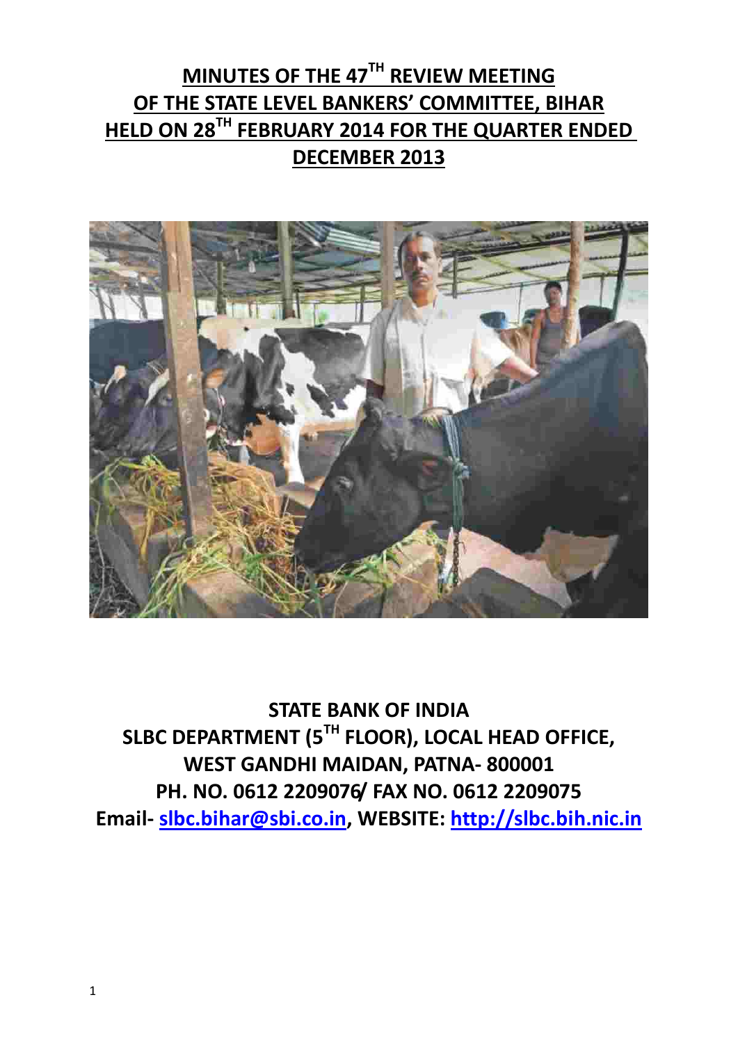# MINUTES OF THE 47[TH] REVIEW MEETING OF THE STATE LEVEL BANKERS' COMMITTEE, BIHAR HELD ON 28[TH] FEBRUARY 2014 FOR THE QUARTER ENDED DECEMBER 2013

**STATE BANK OF INDIA**
**SLBC DEPARTMENT (5[TH] FLOOR), LOCAL HEAD OFFICE,**
**WEST GANDHI MAIDAN, PATNA- 800001**
**PH. NO. 0612 2209076/ FAX NO. 0612 2209075**
**Email- slbc.bihar@sbi.co.in, WEBSITE: http://slbc.bih.nic.in**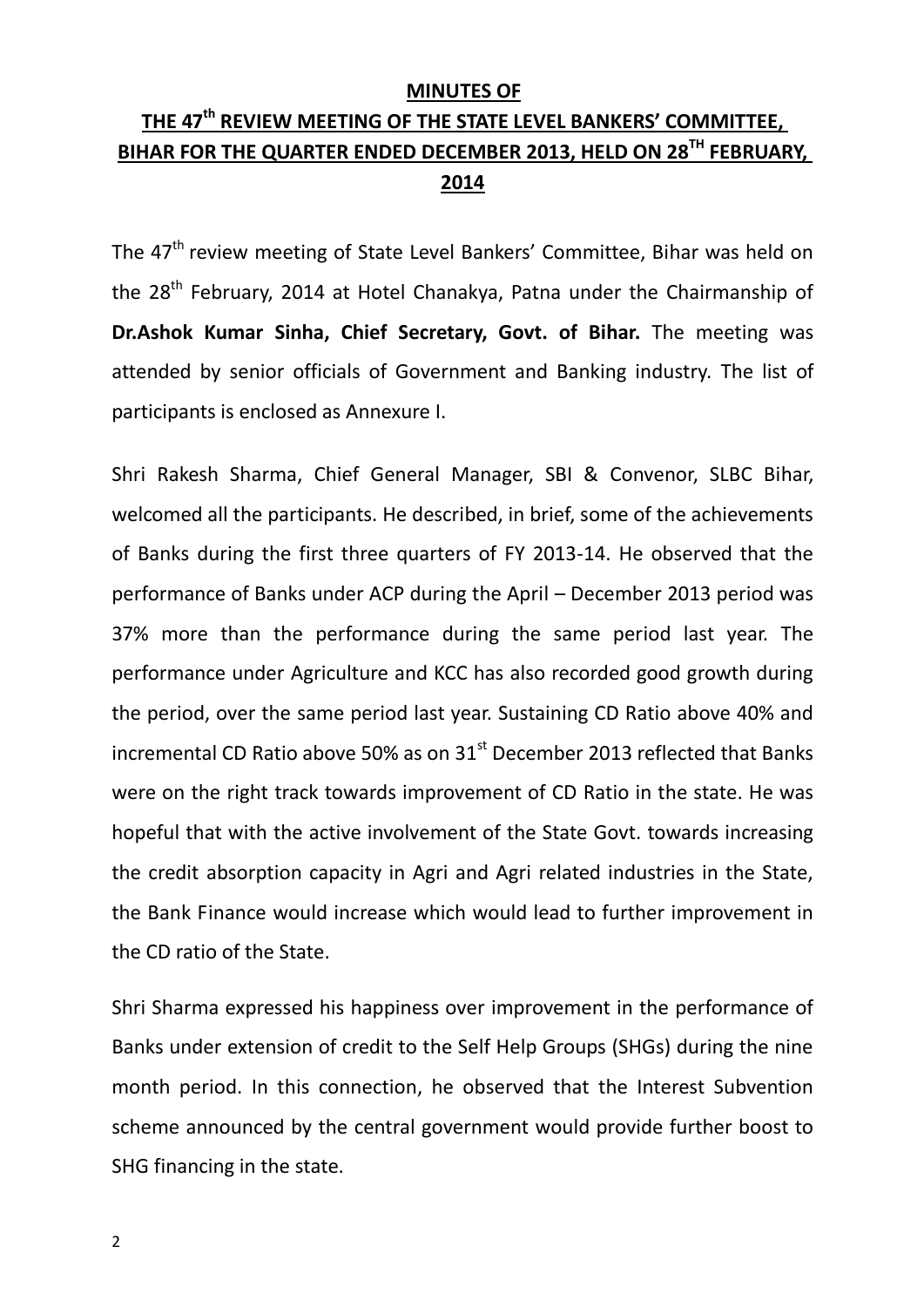**MINUTES OF**

**THE 47th REVIEW MEETING OF THE STATE LEVEL BANKERS' COMMITTEE, BIHAR FOR THE QUARTER ENDED DECEMBER 2013, HELD ON 28TH FEBRUARY, 2014**

The 47th review meeting of State Level Bankers' Committee, Bihar was held on the 28th February, 2014 at Hotel Chanakya, Patna under the Chairmanship of **Dr.Ashok Kumar Sinha, Chief Secretary, Govt. of Bihar.** The meeting was attended by senior officials of Government and Banking industry. The list of participants is enclosed as Annexure I.

Shri Rakesh Sharma, Chief General Manager, SBI & Convenor, SLBC Bihar, welcomed all the participants. He described, in brief, some of the achievements of Banks during the first three quarters of FY 2013-14. He observed that the performance of Banks under ACP during the April – December 2013 period was 37% more than the performance during the same period last year. The performance under Agriculture and KCC has also recorded good growth during the period, over the same period last year. Sustaining CD Ratio above 40% and incremental CD Ratio above 50% as on 31st December 2013 reflected that Banks were on the right track towards improvement of CD Ratio in the state. He was hopeful that with the active involvement of the State Govt. towards increasing the credit absorption capacity in Agri and Agri related industries in the State, the Bank Finance would increase which would lead to further improvement in the CD ratio of the State.

Shri Sharma expressed his happiness over improvement in the performance of Banks under extension of credit to the Self Help Groups (SHGs) during the nine month period. In this connection, he observed that the Interest Subvention scheme announced by the central government would provide further boost to SHG financing in the state.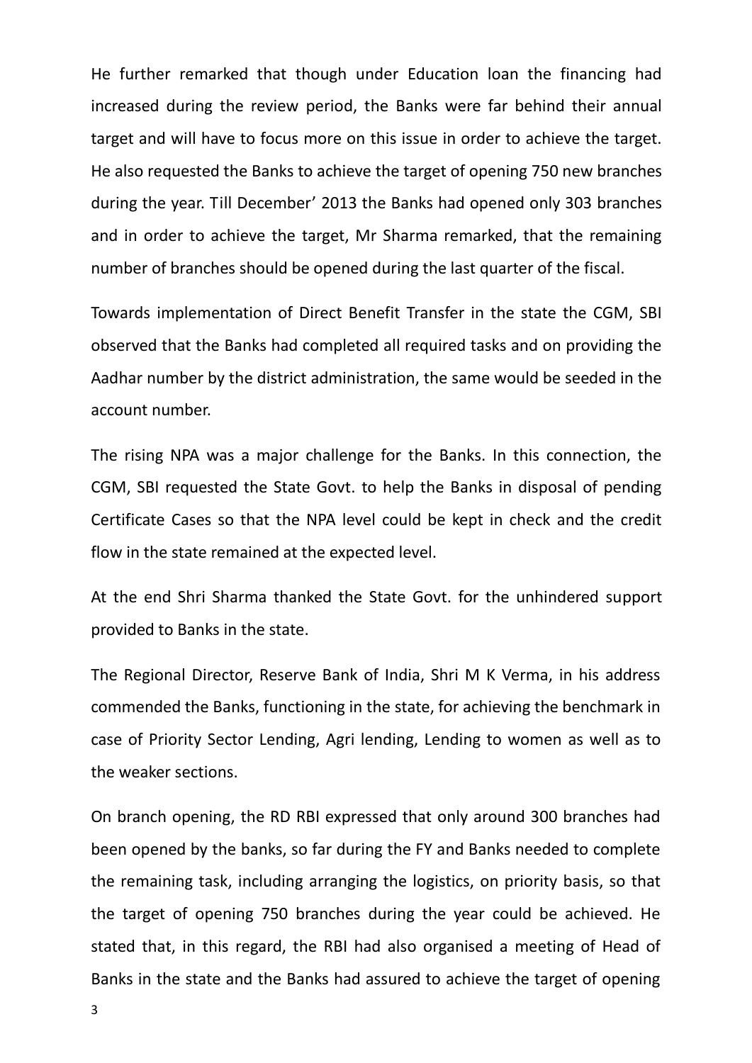He further remarked that though under Education loan the financing had increased during the review period, the Banks were far behind their annual target and will have to focus more on this issue in order to achieve the target. He also requested the Banks to achieve the target of opening 750 new branches during the year. Till December' 2013 the Banks had opened only 303 branches and in order to achieve the target, Mr Sharma remarked, that the remaining number of branches should be opened during the last quarter of the fiscal.

Towards implementation of Direct Benefit Transfer in the state the CGM, SBI observed that the Banks had completed all required tasks and on providing the Aadhar number by the district administration, the same would be seeded in the account number.

The rising NPA was a major challenge for the Banks. In this connection, the CGM, SBI requested the State Govt. to help the Banks in disposal of pending Certificate Cases so that the NPA level could be kept in check and the credit flow in the state remained at the expected level.

At the end Shri Sharma thanked the State Govt. for the unhindered support provided to Banks in the state.

The Regional Director, Reserve Bank of India, Shri M K Verma, in his address commended the Banks, functioning in the state, for achieving the benchmark in case of Priority Sector Lending, Agri lending, Lending to women as well as to the weaker sections.

On branch opening, the RD RBI expressed that only around 300 branches had been opened by the banks, so far during the FY and Banks needed to complete the remaining task, including arranging the logistics, on priority basis, so that the target of opening 750 branches during the year could be achieved. He stated that, in this regard, the RBI had also organised a meeting of Head of Banks in the state and the Banks had assured to achieve the target of opening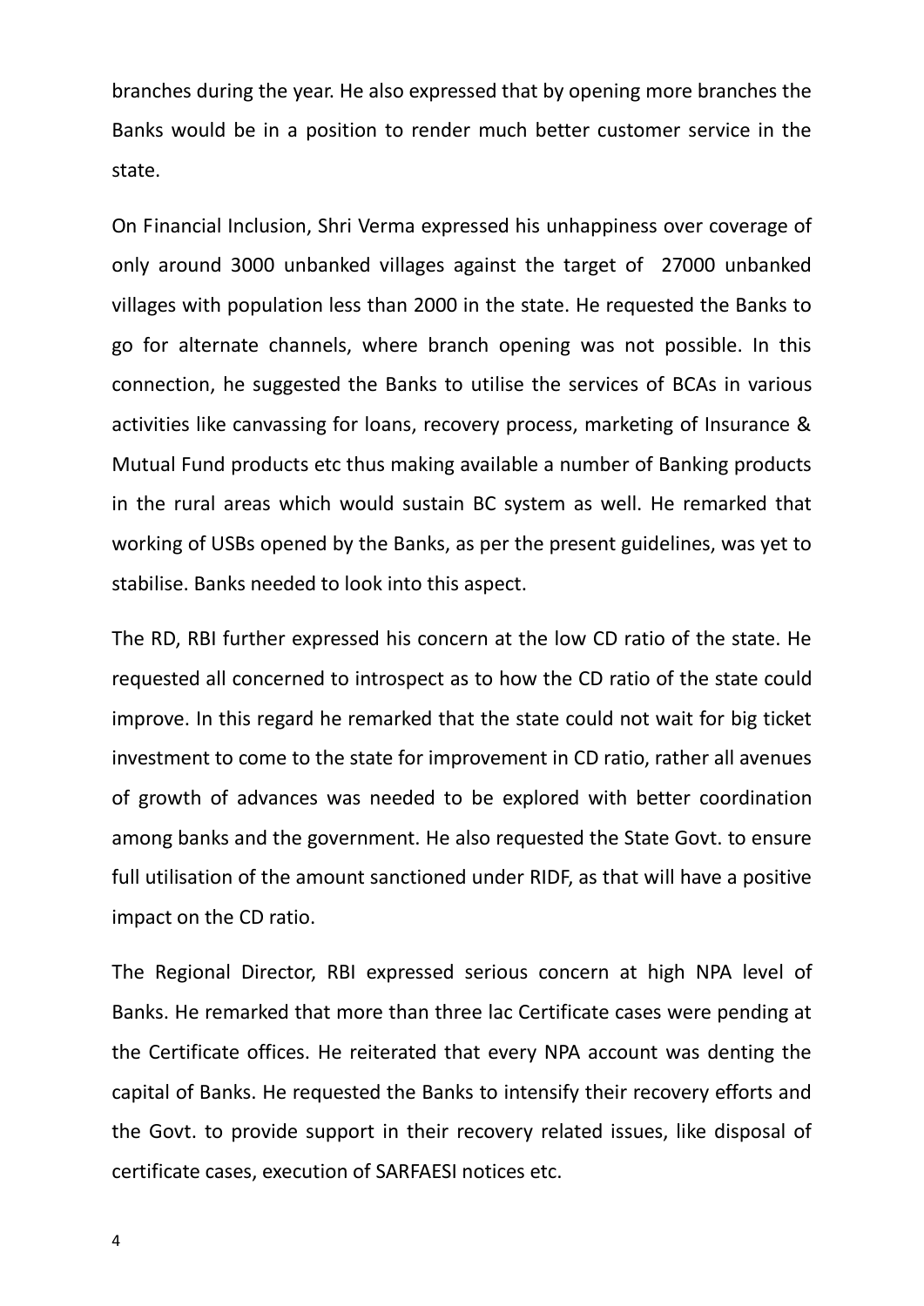branches during the year. He also expressed that by opening more branches the Banks would be in a position to render much better customer service in the state.

On Financial Inclusion, Shri Verma expressed his unhappiness over coverage of only around 3000 unbanked villages against the target of 27000 unbanked villages with population less than 2000 in the state. He requested the Banks to go for alternate channels, where branch opening was not possible. In this connection, he suggested the Banks to utilise the services of BCAs in various activities like canvassing for loans, recovery process, marketing of Insurance & Mutual Fund products etc thus making available a number of Banking products in the rural areas which would sustain BC system as well. He remarked that working of USBs opened by the Banks, as per the present guidelines, was yet to stabilise. Banks needed to look into this aspect.

The RD, RBI further expressed his concern at the low CD ratio of the state. He requested all concerned to introspect as to how the CD ratio of the state could improve. In this regard he remarked that the state could not wait for big ticket investment to come to the state for improvement in CD ratio, rather all avenues of growth of advances was needed to be explored with better coordination among banks and the government. He also requested the State Govt. to ensure full utilisation of the amount sanctioned under RIDF, as that will have a positive impact on the CD ratio.

The Regional Director, RBI expressed serious concern at high NPA level of Banks. He remarked that more than three lac Certificate cases were pending at the Certificate offices. He reiterated that every NPA account was denting the capital of Banks. He requested the Banks to intensify their recovery efforts and the Govt. to provide support in their recovery related issues, like disposal of certificate cases, execution of SARFAESI notices etc.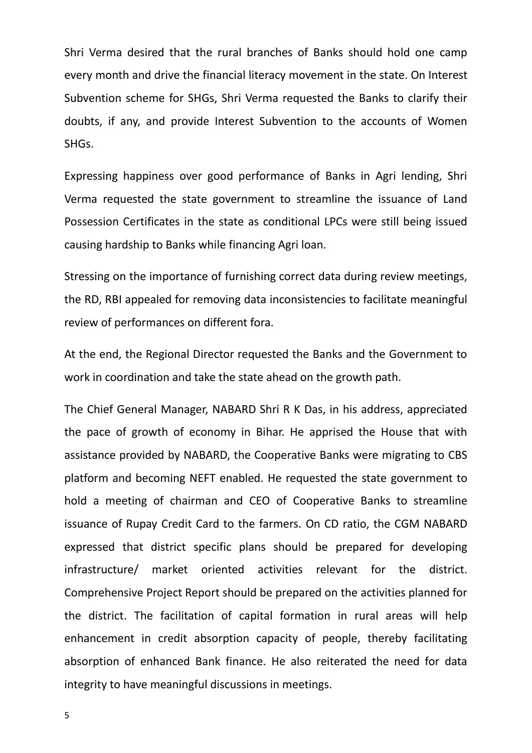Shri Verma desired that the rural branches of Banks should hold one camp every month and drive the financial literacy movement in the state. On Interest Subvention scheme for SHGs, Shri Verma requested the Banks to clarify their doubts, if any, and provide Interest Subvention to the accounts of Women SHGs.

Expressing happiness over good performance of Banks in Agri lending, Shri Verma requested the state government to streamline the issuance of Land Possession Certificates in the state as conditional LPCs were still being issued causing hardship to Banks while financing Agri loan.

Stressing on the importance of furnishing correct data during review meetings, the RD, RBI appealed for removing data inconsistencies to facilitate meaningful review of performances on different fora.

At the end, the Regional Director requested the Banks and the Government to work in coordination and take the state ahead on the growth path.

The Chief General Manager, NABARD Shri R K Das, in his address, appreciated the pace of growth of economy in Bihar. He apprised the House that with assistance provided by NABARD, the Cooperative Banks were migrating to CBS platform and becoming NEFT enabled. He requested the state government to hold a meeting of chairman and CEO of Cooperative Banks to streamline issuance of Rupay Credit Card to the farmers. On CD ratio, the CGM NABARD expressed that district specific plans should be prepared for developing infrastructure/ market oriented activities relevant for the district. Comprehensive Project Report should be prepared on the activities planned for the district. The facilitation of capital formation in rural areas will help enhancement in credit absorption capacity of people, thereby facilitating absorption of enhanced Bank finance. He also reiterated the need for data integrity to have meaningful discussions in meetings.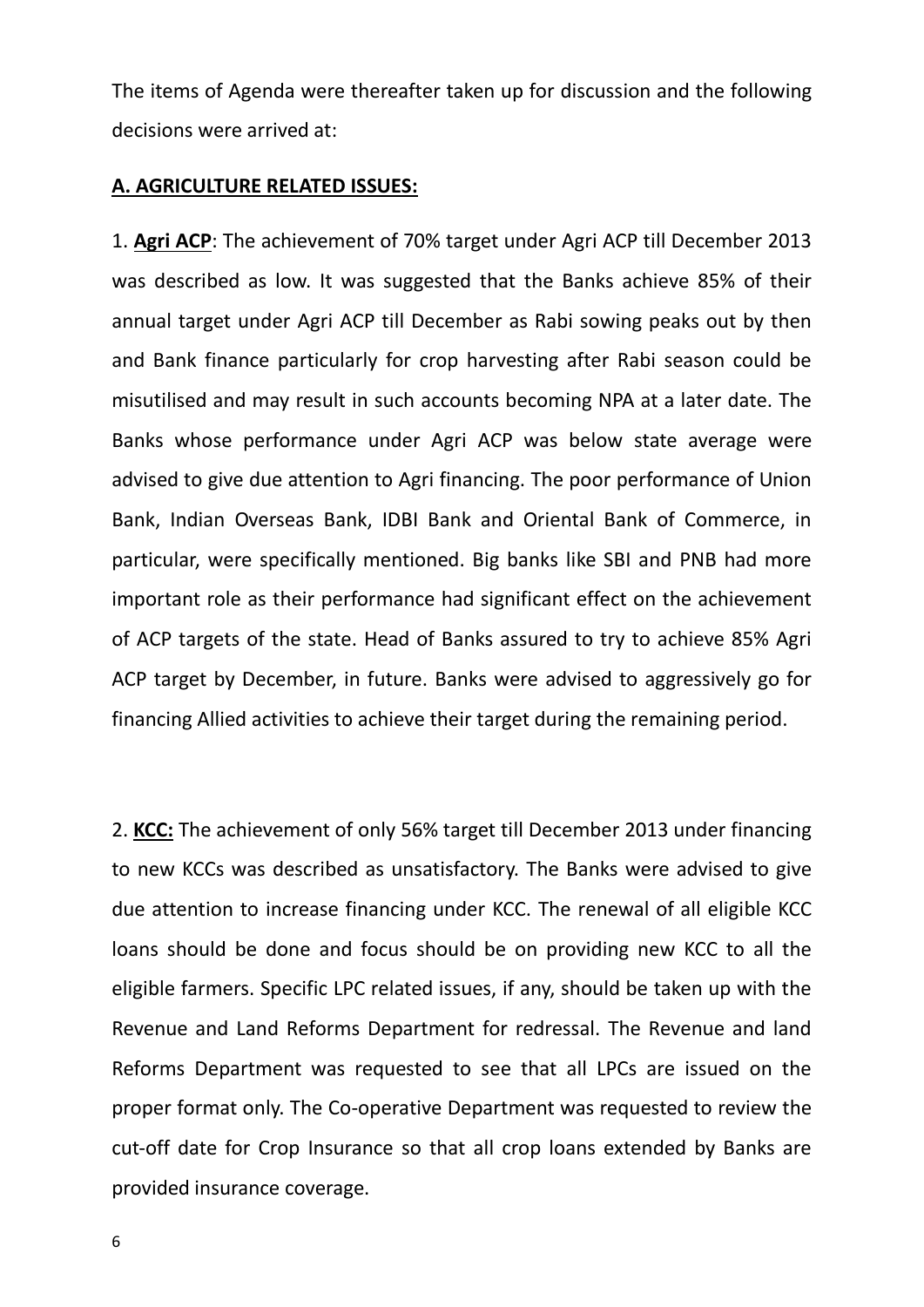The items of Agenda were thereafter taken up for discussion and the following decisions were arrived at:

**A. AGRICULTURE RELATED ISSUES:**

1. **Agri ACP**: The achievement of 70% target under Agri ACP till December 2013 was described as low. It was suggested that the Banks achieve 85% of their annual target under Agri ACP till December as Rabi sowing peaks out by then and Bank finance particularly for crop harvesting after Rabi season could be misutilised and may result in such accounts becoming NPA at a later date. The Banks whose performance under Agri ACP was below state average were advised to give due attention to Agri financing. The poor performance of Union Bank, Indian Overseas Bank, IDBI Bank and Oriental Bank of Commerce, in particular, were specifically mentioned. Big banks like SBI and PNB had more important role as their performance had significant effect on the achievement of ACP targets of the state. Head of Banks assured to try to achieve 85% Agri ACP target by December, in future. Banks were advised to aggressively go for financing Allied activities to achieve their target during the remaining period.

2. **KCC:** The achievement of only 56% target till December 2013 under financing to new KCCs was described as unsatisfactory. The Banks were advised to give due attention to increase financing under KCC. The renewal of all eligible KCC loans should be done and focus should be on providing new KCC to all the eligible farmers. Specific LPC related issues, if any, should be taken up with the Revenue and Land Reforms Department for redressal. The Revenue and land Reforms Department was requested to see that all LPCs are issued on the proper format only. The Co-operative Department was requested to review the cut-off date for Crop Insurance so that all crop loans extended by Banks are provided insurance coverage.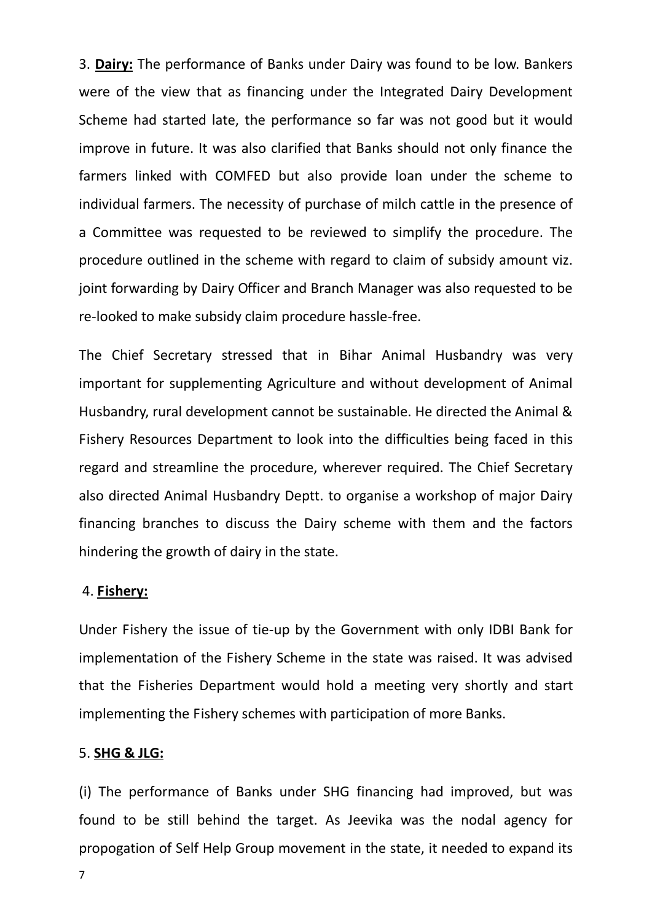3. **Dairy:** The performance of Banks under Dairy was found to be low. Bankers were of the view that as financing under the Integrated Dairy Development Scheme had started late, the performance so far was not good but it would improve in future. It was also clarified that Banks should not only finance the farmers linked with COMFED but also provide loan under the scheme to individual farmers. The necessity of purchase of milch cattle in the presence of a Committee was requested to be reviewed to simplify the procedure. The procedure outlined in the scheme with regard to claim of subsidy amount viz. joint forwarding by Dairy Officer and Branch Manager was also requested to be re-looked to make subsidy claim procedure hassle-free.

The Chief Secretary stressed that in Bihar Animal Husbandry was very important for supplementing Agriculture and without development of Animal Husbandry, rural development cannot be sustainable. He directed the Animal & Fishery Resources Department to look into the difficulties being faced in this regard and streamline the procedure, wherever required. The Chief Secretary also directed Animal Husbandry Deptt. to organise a workshop of major Dairy financing branches to discuss the Dairy scheme with them and the factors hindering the growth of dairy in the state.

4. **Fishery:**

Under Fishery the issue of tie-up by the Government with only IDBI Bank for implementation of the Fishery Scheme in the state was raised. It was advised that the Fisheries Department would hold a meeting very shortly and start implementing the Fishery schemes with participation of more Banks.

5. **SHG & JLG:**

(i) The performance of Banks under SHG financing had improved, but was found to be still behind the target. As Jeevika was the nodal agency for propogation of Self Help Group movement in the state, it needed to expand its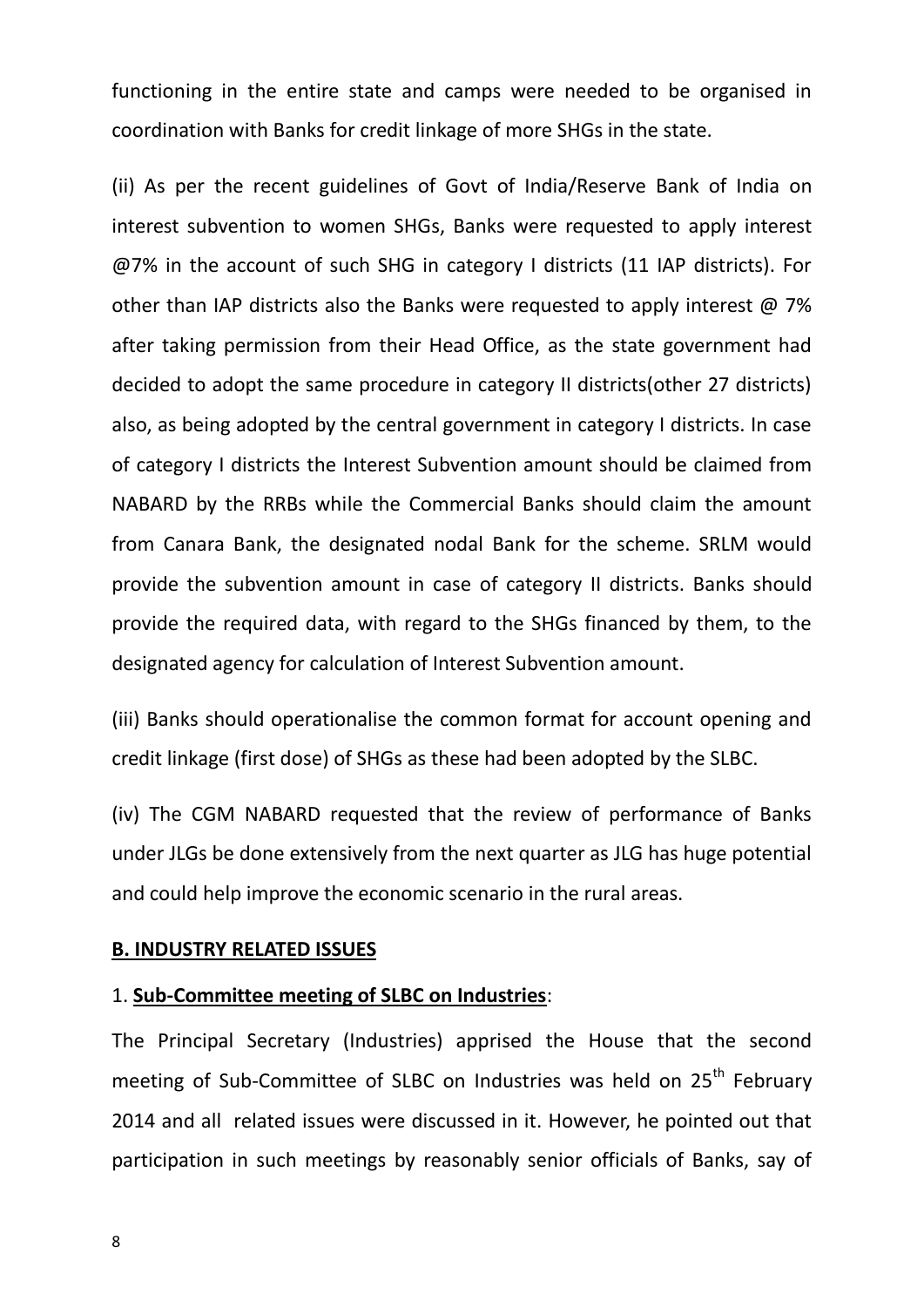functioning in the entire state and camps were needed to be organised in coordination with Banks for credit linkage of more SHGs in the state.

(ii) As per the recent guidelines of Govt of India/Reserve Bank of India on interest subvention to women SHGs, Banks were requested to apply interest @7% in the account of such SHG in category I districts (11 IAP districts). For other than IAP districts also the Banks were requested to apply interest @ 7% after taking permission from their Head Office, as the state government had decided to adopt the same procedure in category II districts(other 27 districts) also, as being adopted by the central government in category I districts. In case of category I districts the Interest Subvention amount should be claimed from NABARD by the RRBs while the Commercial Banks should claim the amount from Canara Bank, the designated nodal Bank for the scheme. SRLM would provide the subvention amount in case of category II districts. Banks should provide the required data, with regard to the SHGs financed by them, to the designated agency for calculation of Interest Subvention amount.

(iii) Banks should operationalise the common format for account opening and credit linkage (first dose) of SHGs as these had been adopted by the SLBC.

(iv) The CGM NABARD requested that the review of performance of Banks under JLGs be done extensively from the next quarter as JLG has huge potential and could help improve the economic scenario in the rural areas.

**B. INDUSTRY RELATED ISSUES**

1. **Sub-Committee meeting of SLBC on Industries**:

The Principal Secretary (Industries) apprised the House that the second meeting of Sub-Committee of SLBC on Industries was held on 25th February 2014 and all related issues were discussed in it. However, he pointed out that participation in such meetings by reasonably senior officials of Banks, say of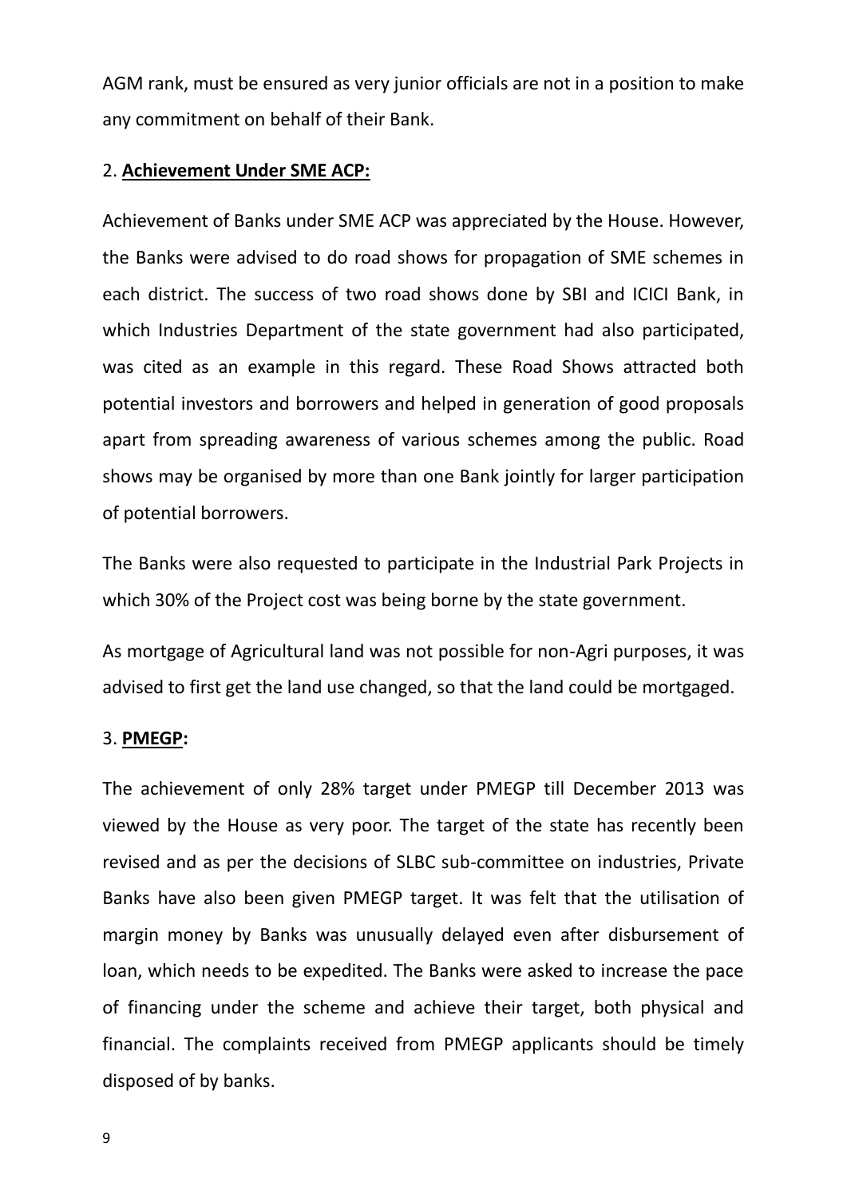AGM rank, must be ensured as very junior officials are not in a position to make any commitment on behalf of their Bank.

2. **Achievement Under SME ACP:**

Achievement of Banks under SME ACP was appreciated by the House. However, the Banks were advised to do road shows for propagation of SME schemes in each district. The success of two road shows done by SBI and ICICI Bank, in which Industries Department of the state government had also participated, was cited as an example in this regard. These Road Shows attracted both potential investors and borrowers and helped in generation of good proposals apart from spreading awareness of various schemes among the public. Road shows may be organised by more than one Bank jointly for larger participation of potential borrowers.

The Banks were also requested to participate in the Industrial Park Projects in which 30% of the Project cost was being borne by the state government.

As mortgage of Agricultural land was not possible for non-Agri purposes, it was advised to first get the land use changed, so that the land could be mortgaged.

3. **PMEGP:**

The achievement of only 28% target under PMEGP till December 2013 was viewed by the House as very poor. The target of the state has recently been revised and as per the decisions of SLBC sub-committee on industries, Private Banks have also been given PMEGP target. It was felt that the utilisation of margin money by Banks was unusually delayed even after disbursement of loan, which needs to be expedited. The Banks were asked to increase the pace of financing under the scheme and achieve their target, both physical and financial. The complaints received from PMEGP applicants should be timely disposed of by banks.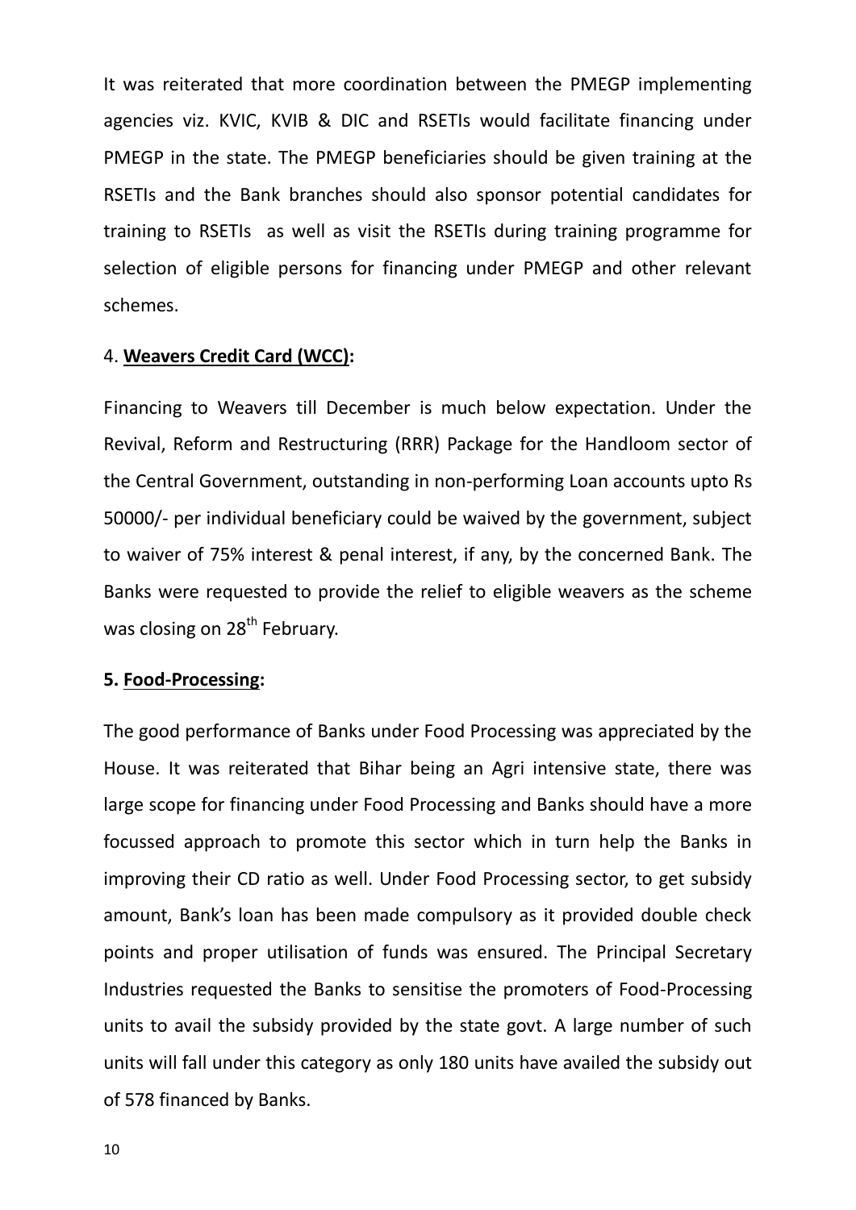It was reiterated that more coordination between the PMEGP implementing agencies viz. KVIC, KVIB & DIC and RSETIs would facilitate financing under PMEGP in the state. The PMEGP beneficiaries should be given training at the RSETIs and the Bank branches should also sponsor potential candidates for training to RSETIs as well as visit the RSETIs during training programme for selection of eligible persons for financing under PMEGP and other relevant schemes.

4. **Weavers Credit Card (WCC):**

Financing to Weavers till December is much below expectation. Under the Revival, Reform and Restructuring (RRR) Package for the Handloom sector of the Central Government, outstanding in non-performing Loan accounts upto Rs 50000/- per individual beneficiary could be waived by the government, subject to waiver of 75% interest & penal interest, if any, by the concerned Bank. The Banks were requested to provide the relief to eligible weavers as the scheme was closing on 28th February.

**5. Food-Processing:**

The good performance of Banks under Food Processing was appreciated by the House. It was reiterated that Bihar being an Agri intensive state, there was large scope for financing under Food Processing and Banks should have a more focussed approach to promote this sector which in turn help the Banks in improving their CD ratio as well. Under Food Processing sector, to get subsidy amount, Bank's loan has been made compulsory as it provided double check points and proper utilisation of funds was ensured. The Principal Secretary Industries requested the Banks to sensitise the promoters of Food-Processing units to avail the subsidy provided by the state govt. A large number of such units will fall under this category as only 180 units have availed the subsidy out of 578 financed by Banks.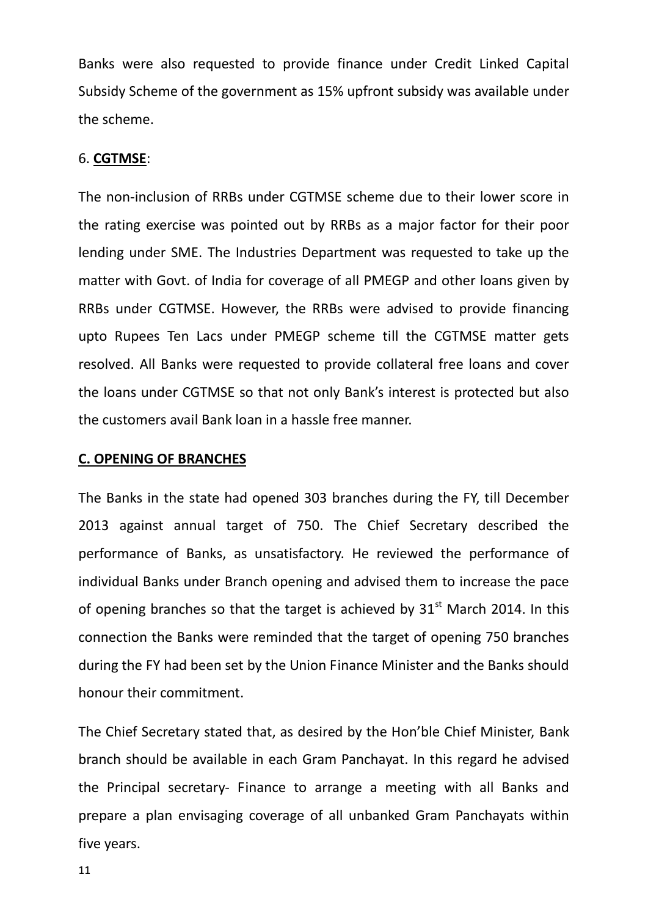Banks were also requested to provide finance under Credit Linked Capital Subsidy Scheme of the government as 15% upfront subsidy was available under the scheme.

6. **CGTMSE**:

The non-inclusion of RRBs under CGTMSE scheme due to their lower score in the rating exercise was pointed out by RRBs as a major factor for their poor lending under SME. The Industries Department was requested to take up the matter with Govt. of India for coverage of all PMEGP and other loans given by RRBs under CGTMSE. However, the RRBs were advised to provide financing upto Rupees Ten Lacs under PMEGP scheme till the CGTMSE matter gets resolved. All Banks were requested to provide collateral free loans and cover the loans under CGTMSE so that not only Bank's interest is protected but also the customers avail Bank loan in a hassle free manner.

**C. OPENING OF BRANCHES**

The Banks in the state had opened 303 branches during the FY, till December 2013 against annual target of 750. The Chief Secretary described the performance of Banks, as unsatisfactory. He reviewed the performance of individual Banks under Branch opening and advised them to increase the pace of opening branches so that the target is achieved by 31st March 2014. In this connection the Banks were reminded that the target of opening 750 branches during the FY had been set by the Union Finance Minister and the Banks should honour their commitment.

The Chief Secretary stated that, as desired by the Hon'ble Chief Minister, Bank branch should be available in each Gram Panchayat. In this regard he advised the Principal secretary- Finance to arrange a meeting with all Banks and prepare a plan envisaging coverage of all unbanked Gram Panchayats within five years.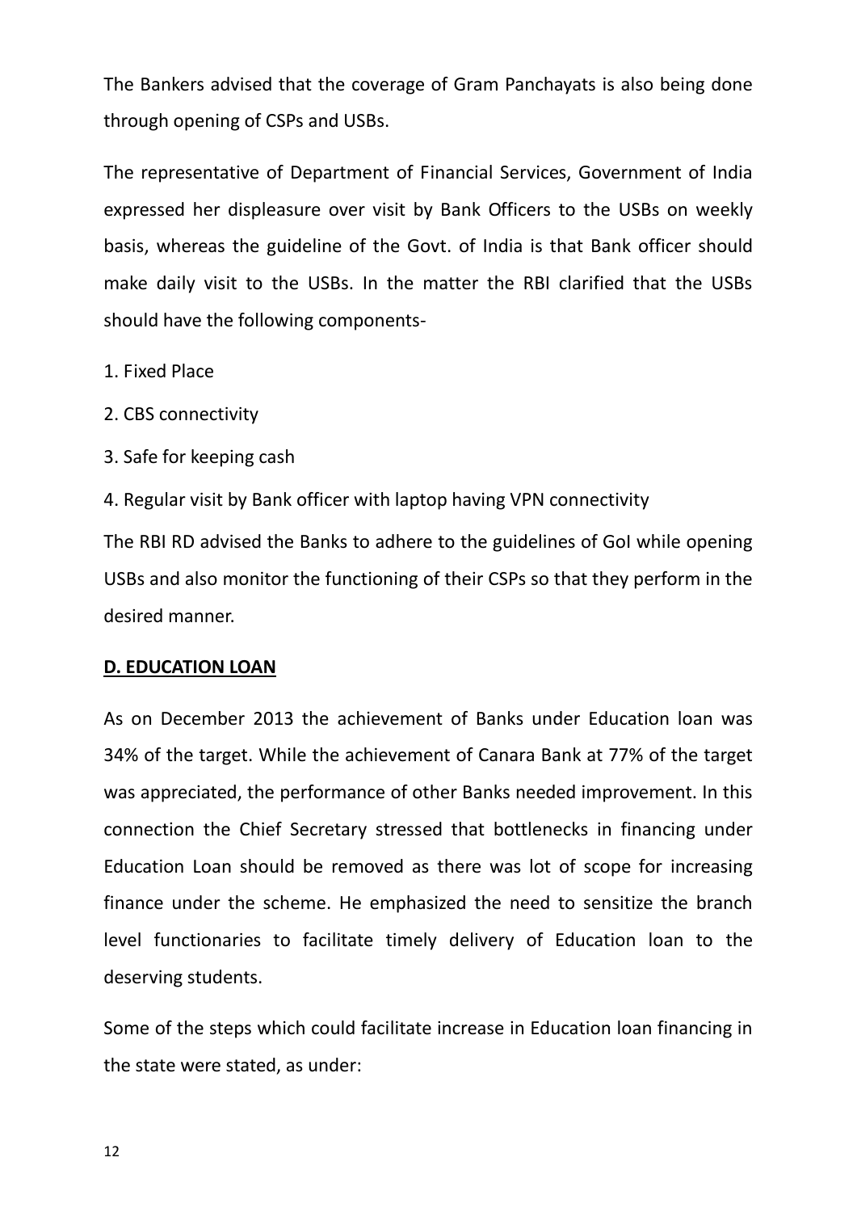The Bankers advised that the coverage of Gram Panchayats is also being done through opening of CSPs and USBs.

The representative of Department of Financial Services, Government of India expressed her displeasure over visit by Bank Officers to the USBs on weekly basis, whereas the guideline of the Govt. of India is that Bank officer should make daily visit to the USBs. In the matter the RBI clarified that the USBs should have the following components-

1. Fixed Place
2. CBS connectivity
3. Safe for keeping cash
4. Regular visit by Bank officer with laptop having VPN connectivity

The RBI RD advised the Banks to adhere to the guidelines of GoI while opening USBs and also monitor the functioning of their CSPs so that they perform in the desired manner.

**D. EDUCATION LOAN**

As on December 2013 the achievement of Banks under Education loan was 34% of the target. While the achievement of Canara Bank at 77% of the target was appreciated, the performance of other Banks needed improvement. In this connection the Chief Secretary stressed that bottlenecks in financing under Education Loan should be removed as there was lot of scope for increasing finance under the scheme. He emphasized the need to sensitize the branch level functionaries to facilitate timely delivery of Education loan to the deserving students.

Some of the steps which could facilitate increase in Education loan financing in the state were stated, as under: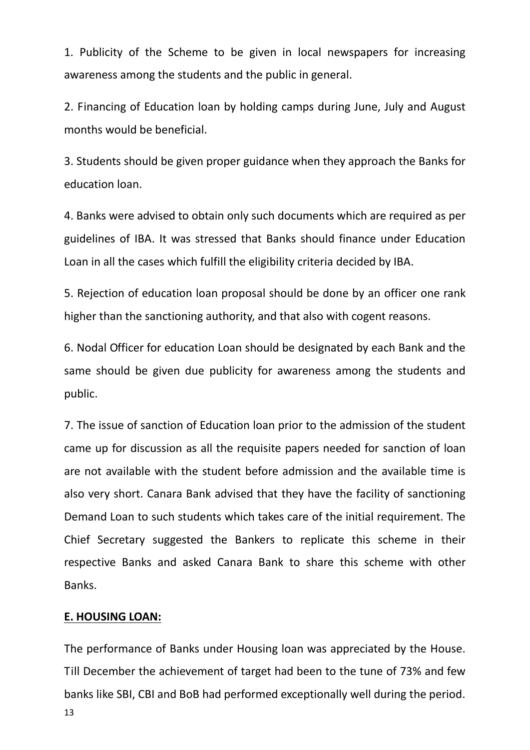1. Publicity of the Scheme to be given in local newspapers for increasing awareness among the students and the public in general.

2. Financing of Education loan by holding camps during June, July and August months would be beneficial.

3. Students should be given proper guidance when they approach the Banks for education loan.

4. Banks were advised to obtain only such documents which are required as per guidelines of IBA. It was stressed that Banks should finance under Education Loan in all the cases which fulfill the eligibility criteria decided by IBA.

5. Rejection of education loan proposal should be done by an officer one rank higher than the sanctioning authority, and that also with cogent reasons.

6. Nodal Officer for education Loan should be designated by each Bank and the same should be given due publicity for awareness among the students and public.

7. The issue of sanction of Education loan prior to the admission of the student came up for discussion as all the requisite papers needed for sanction of loan are not available with the student before admission and the available time is also very short. Canara Bank advised that they have the facility of sanctioning Demand Loan to such students which takes care of the initial requirement. The Chief Secretary suggested the Bankers to replicate this scheme in their respective Banks and asked Canara Bank to share this scheme with other Banks.

**E. HOUSING LOAN:**

The performance of Banks under Housing loan was appreciated by the House. Till December the achievement of target had been to the tune of 73% and few banks like SBI, CBI and BoB had performed exceptionally well during the period.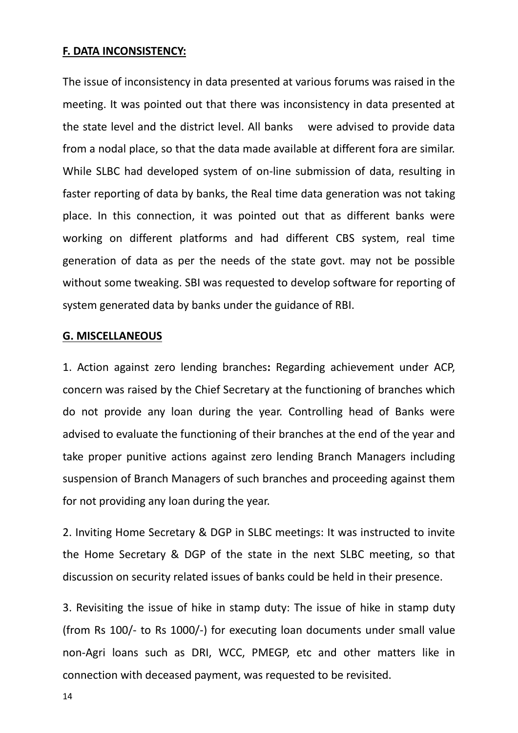**F. DATA INCONSISTENCY:**

The issue of inconsistency in data presented at various forums was raised in the meeting. It was pointed out that there was inconsistency in data presented at the state level and the district level. All banks were advised to provide data from a nodal place, so that the data made available at different fora are similar. While SLBC had developed system of on-line submission of data, resulting in faster reporting of data by banks, the Real time data generation was not taking place. In this connection, it was pointed out that as different banks were working on different platforms and had different CBS system, real time generation of data as per the needs of the state govt. may not be possible without some tweaking. SBI was requested to develop software for reporting of system generated data by banks under the guidance of RBI.

**G. MISCELLANEOUS**

1. Action against zero lending branches**:** Regarding achievement under ACP, concern was raised by the Chief Secretary at the functioning of branches which do not provide any loan during the year. Controlling head of Banks were advised to evaluate the functioning of their branches at the end of the year and take proper punitive actions against zero lending Branch Managers including suspension of Branch Managers of such branches and proceeding against them for not providing any loan during the year.

2. Inviting Home Secretary & DGP in SLBC meetings: It was instructed to invite the Home Secretary & DGP of the state in the next SLBC meeting, so that discussion on security related issues of banks could be held in their presence.

3. Revisiting the issue of hike in stamp duty: The issue of hike in stamp duty (from Rs 100/- to Rs 1000/-) for executing loan documents under small value non-Agri loans such as DRI, WCC, PMEGP, etc and other matters like in connection with deceased payment, was requested to be revisited.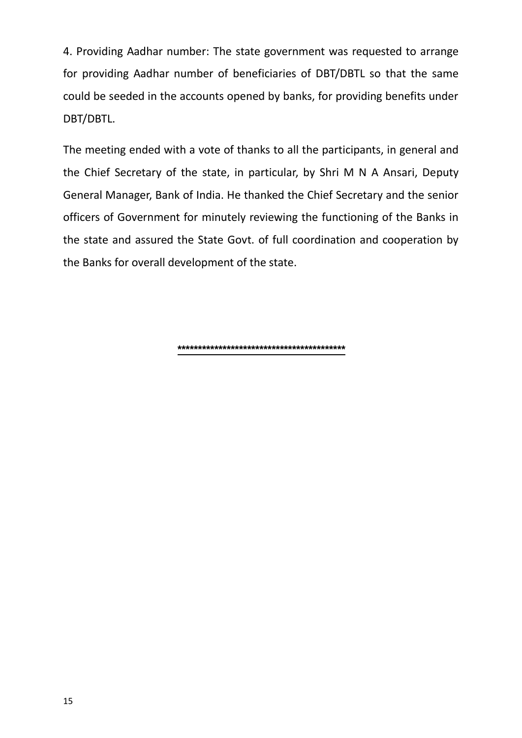4. Providing Aadhar number: The state government was requested to arrange for providing Aadhar number of beneficiaries of DBT/DBTL so that the same could be seeded in the accounts opened by banks, for providing benefits under DBT/DBTL.

The meeting ended with a vote of thanks to all the participants, in general and the Chief Secretary of the state, in particular, by Shri M N A Ansari, Deputy General Manager, Bank of India. He thanked the Chief Secretary and the senior officers of Government for minutely reviewing the functioning of the Banks in the state and assured the State Govt. of full coordination and cooperation by the Banks for overall development of the state.

******************************************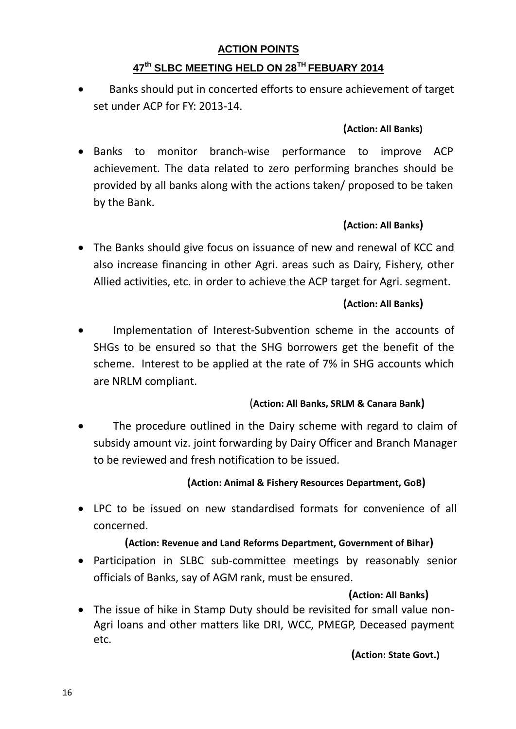## ACTION POINTS

## 47th SLBC MEETING HELD ON 28TH FEBUARY 2014

- Banks should put in concerted efforts to ensure achievement of target set under ACP for FY: 2013-14.

  **(Action: All Banks)**

- Banks to monitor branch-wise performance to improve ACP achievement. The data related to zero performing branches should be provided by all banks along with the actions taken/ proposed to be taken by the Bank.

  **(Action: All Banks)**

- The Banks should give focus on issuance of new and renewal of KCC and also increase financing in other Agri. areas such as Dairy, Fishery, other Allied activities, etc. in order to achieve the ACP target for Agri. segment.

  **(Action: All Banks)**

- Implementation of Interest-Subvention scheme in the accounts of SHGs to be ensured so that the SHG borrowers get the benefit of the scheme. Interest to be applied at the rate of 7% in SHG accounts which are NRLM compliant.

  (**Action: All Banks, SRLM & Canara Bank)**

- The procedure outlined in the Dairy scheme with regard to claim of subsidy amount viz. joint forwarding by Dairy Officer and Branch Manager to be reviewed and fresh notification to be issued.

  **(Action: Animal & Fishery Resources Department, GoB)**

- LPC to be issued on new standardised formats for convenience of all concerned.

  **(Action: Revenue and Land Reforms Department, Government of Bihar)**

- Participation in SLBC sub-committee meetings by reasonably senior officials of Banks, say of AGM rank, must be ensured.

  **(Action: All Banks)**

- The issue of hike in Stamp Duty should be revisited for small value non-Agri loans and other matters like DRI, WCC, PMEGP, Deceased payment etc.

  **(Action: State Govt.)**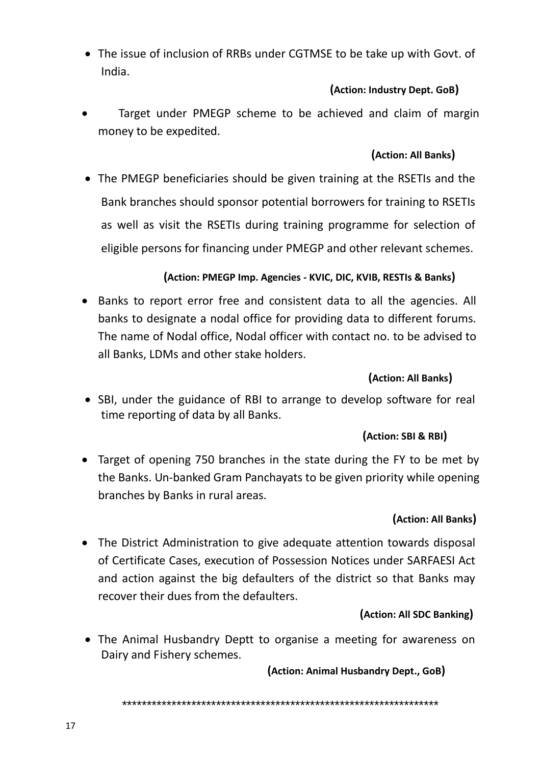- The issue of inclusion of RRBs under CGTMSE to be take up with Govt. of India.

  **(Action: Industry Dept. GoB)**

- Target under PMEGP scheme to be achieved and claim of margin money to be expedited.

  **(Action: All Banks)**

- The PMEGP beneficiaries should be given training at the RSETIs and the Bank branches should sponsor potential borrowers for training to RSETIs as well as visit the RSETIs during training programme for selection of eligible persons for financing under PMEGP and other relevant schemes.

  **(Action: PMEGP Imp. Agencies - KVIC, DIC, KVIB, RESTIs & Banks)**

- Banks to report error free and consistent data to all the agencies. All banks to designate a nodal office for providing data to different forums. The name of Nodal office, Nodal officer with contact no. to be advised to all Banks, LDMs and other stake holders.

  **(Action: All Banks)**

- SBI, under the guidance of RBI to arrange to develop software for real time reporting of data by all Banks.

  **(Action: SBI & RBI)**

- Target of opening 750 branches in the state during the FY to be met by the Banks. Un-banked Gram Panchayats to be given priority while opening branches by Banks in rural areas.

  **(Action: All Banks)**

- The District Administration to give adequate attention towards disposal of Certificate Cases, execution of Possession Notices under SARFAESI Act and action against the big defaulters of the district so that Banks may recover their dues from the defaulters.

  **(Action: All SDC Banking)**

- The Animal Husbandry Deptt to organise a meeting for awareness on Dairy and Fishery schemes.

  **(Action: Animal Husbandry Dept., GoB)**

*****************************************************************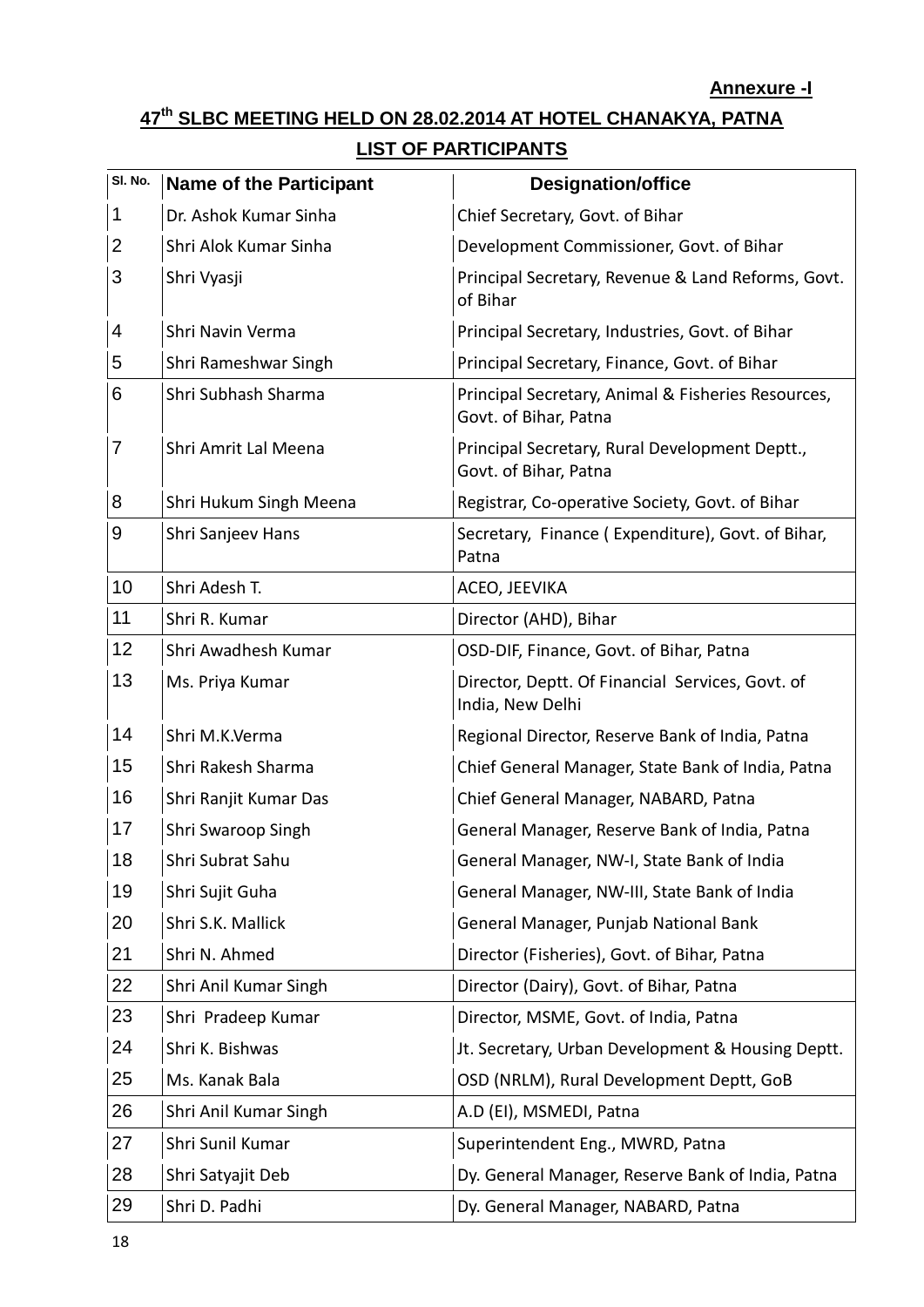**Annexure -I**

## 47th SLBC MEETING HELD ON 28.02.2014 AT HOTEL CHANAKYA, PATNA

## LIST OF PARTICIPANTS

| Sl. No. | Name of the Participant | Designation/office |
|---|---|---|
| 1 | Dr. Ashok Kumar Sinha | Chief Secretary, Govt. of Bihar |
| 2 | Shri Alok Kumar Sinha | Development Commissioner, Govt. of Bihar |
| 3 | Shri Vyasji | Principal Secretary, Revenue & Land Reforms, Govt. of Bihar |
| 4 | Shri Navin Verma | Principal Secretary, Industries, Govt. of Bihar |
| 5 | Shri Rameshwar Singh | Principal Secretary, Finance, Govt. of Bihar |
| 6 | Shri Subhash Sharma | Principal Secretary, Animal & Fisheries Resources, Govt. of Bihar, Patna |
| 7 | Shri Amrit Lal Meena | Principal Secretary, Rural Development Deptt., Govt. of Bihar, Patna |
| 8 | Shri Hukum Singh Meena | Registrar, Co-operative Society, Govt. of Bihar |
| 9 | Shri Sanjeev Hans | Secretary, Finance ( Expenditure), Govt. of Bihar, Patna |
| 10 | Shri Adesh T. | ACEO, JEEVIKA |
| 11 | Shri R. Kumar | Director (AHD), Bihar |
| 12 | Shri Awadhesh Kumar | OSD-DIF, Finance, Govt. of Bihar, Patna |
| 13 | Ms. Priya Kumar | Director, Deptt. Of Financial Services, Govt. of India, New Delhi |
| 14 | Shri M.K.Verma | Regional Director, Reserve Bank of India, Patna |
| 15 | Shri Rakesh Sharma | Chief General Manager, State Bank of India, Patna |
| 16 | Shri Ranjit Kumar Das | Chief General Manager, NABARD, Patna |
| 17 | Shri Swaroop Singh | General Manager, Reserve Bank of India, Patna |
| 18 | Shri Subrat Sahu | General Manager, NW-I, State Bank of India |
| 19 | Shri Sujit Guha | General Manager, NW-III, State Bank of India |
| 20 | Shri S.K. Mallick | General Manager, Punjab National Bank |
| 21 | Shri N. Ahmed | Director (Fisheries), Govt. of Bihar, Patna |
| 22 | Shri Anil Kumar Singh | Director (Dairy), Govt. of Bihar, Patna |
| 23 | Shri Pradeep Kumar | Director, MSME, Govt. of India, Patna |
| 24 | Shri K. Bishwas | Jt. Secretary, Urban Development & Housing Deptt. |
| 25 | Ms. Kanak Bala | OSD (NRLM), Rural Development Deptt, GoB |
| 26 | Shri Anil Kumar Singh | A.D (EI), MSMEDI, Patna |
| 27 | Shri Sunil Kumar | Superintendent Eng., MWRD, Patna |
| 28 | Shri Satyajit Deb | Dy. General Manager, Reserve Bank of India, Patna |
| 29 | Shri D. Padhi | Dy. General Manager, NABARD, Patna |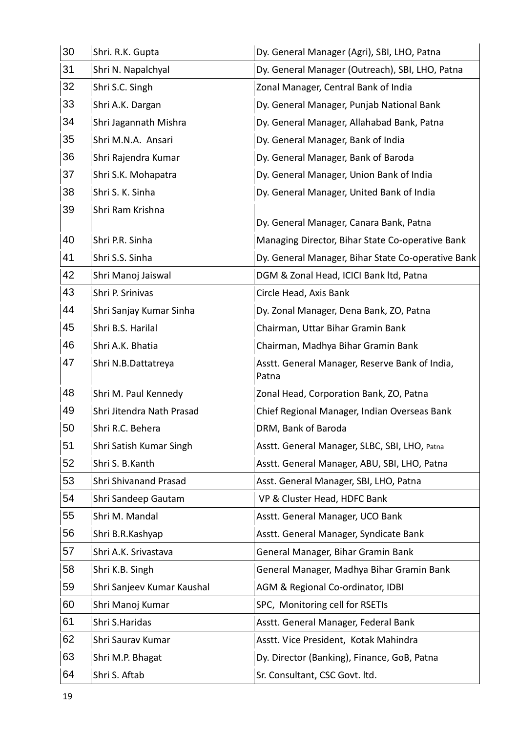| 30 | Shri. R.K. Gupta | Dy. General Manager (Agri), SBI, LHO, Patna |
|---|---|---|
| 31 | Shri N. Napalchyal | Dy. General Manager (Outreach), SBI, LHO, Patna |
| 32 | Shri S.C. Singh | Zonal Manager, Central Bank of India |
| 33 | Shri A.K. Dargan | Dy. General Manager, Punjab National Bank |
| 34 | Shri Jagannath Mishra | Dy. General Manager, Allahabad Bank, Patna |
| 35 | Shri M.N.A. Ansari | Dy. General Manager, Bank of India |
| 36 | Shri Rajendra Kumar | Dy. General Manager, Bank of Baroda |
| 37 | Shri S.K. Mohapatra | Dy. General Manager, Union Bank of India |
| 38 | Shri S. K. Sinha | Dy. General Manager, United Bank of India |
| 39 | Shri Ram Krishna | Dy. General Manager, Canara Bank, Patna |
| 40 | Shri P.R. Sinha | Managing Director, Bihar State Co-operative Bank |
| 41 | Shri S.S. Sinha | Dy. General Manager, Bihar State Co-operative Bank |
| 42 | Shri Manoj Jaiswal | DGM & Zonal Head, ICICI Bank ltd, Patna |
| 43 | Shri P. Srinivas | Circle Head, Axis Bank |
| 44 | Shri Sanjay Kumar Sinha | Dy. Zonal Manager, Dena Bank, ZO, Patna |
| 45 | Shri B.S. Harilal | Chairman, Uttar Bihar Gramin Bank |
| 46 | Shri A.K. Bhatia | Chairman, Madhya Bihar Gramin Bank |
| 47 | Shri N.B.Dattatreya | Asstt. General Manager, Reserve Bank of India, Patna |
| 48 | Shri M. Paul Kennedy | Zonal Head, Corporation Bank, ZO, Patna |
| 49 | Shri Jitendra Nath Prasad | Chief Regional Manager, Indian Overseas Bank |
| 50 | Shri R.C. Behera | DRM, Bank of Baroda |
| 51 | Shri Satish Kumar Singh | Asstt. General Manager, SLBC, SBI, LHO, Patna |
| 52 | Shri S. B.Kanth | Asstt. General Manager, ABU, SBI, LHO, Patna |
| 53 | Shri Shivanand Prasad | Asst. General Manager, SBI, LHO, Patna |
| 54 | Shri Sandeep Gautam | VP & Cluster Head, HDFC Bank |
| 55 | Shri M. Mandal | Asstt. General Manager, UCO Bank |
| 56 | Shri B.R.Kashyap | Asstt. General Manager, Syndicate Bank |
| 57 | Shri A.K. Srivastava | General Manager, Bihar Gramin Bank |
| 58 | Shri K.B. Singh | General Manager, Madhya Bihar Gramin Bank |
| 59 | Shri Sanjeev Kumar Kaushal | AGM & Regional Co-ordinator, IDBI |
| 60 | Shri Manoj Kumar | SPC, Monitoring cell for RSETIs |
| 61 | Shri S.Haridas | Asstt. General Manager, Federal Bank |
| 62 | Shri Saurav Kumar | Asstt. Vice President, Kotak Mahindra |
| 63 | Shri M.P. Bhagat | Dy. Director (Banking), Finance, GoB, Patna |
| 64 | Shri S. Aftab | Sr. Consultant, CSC Govt. ltd. |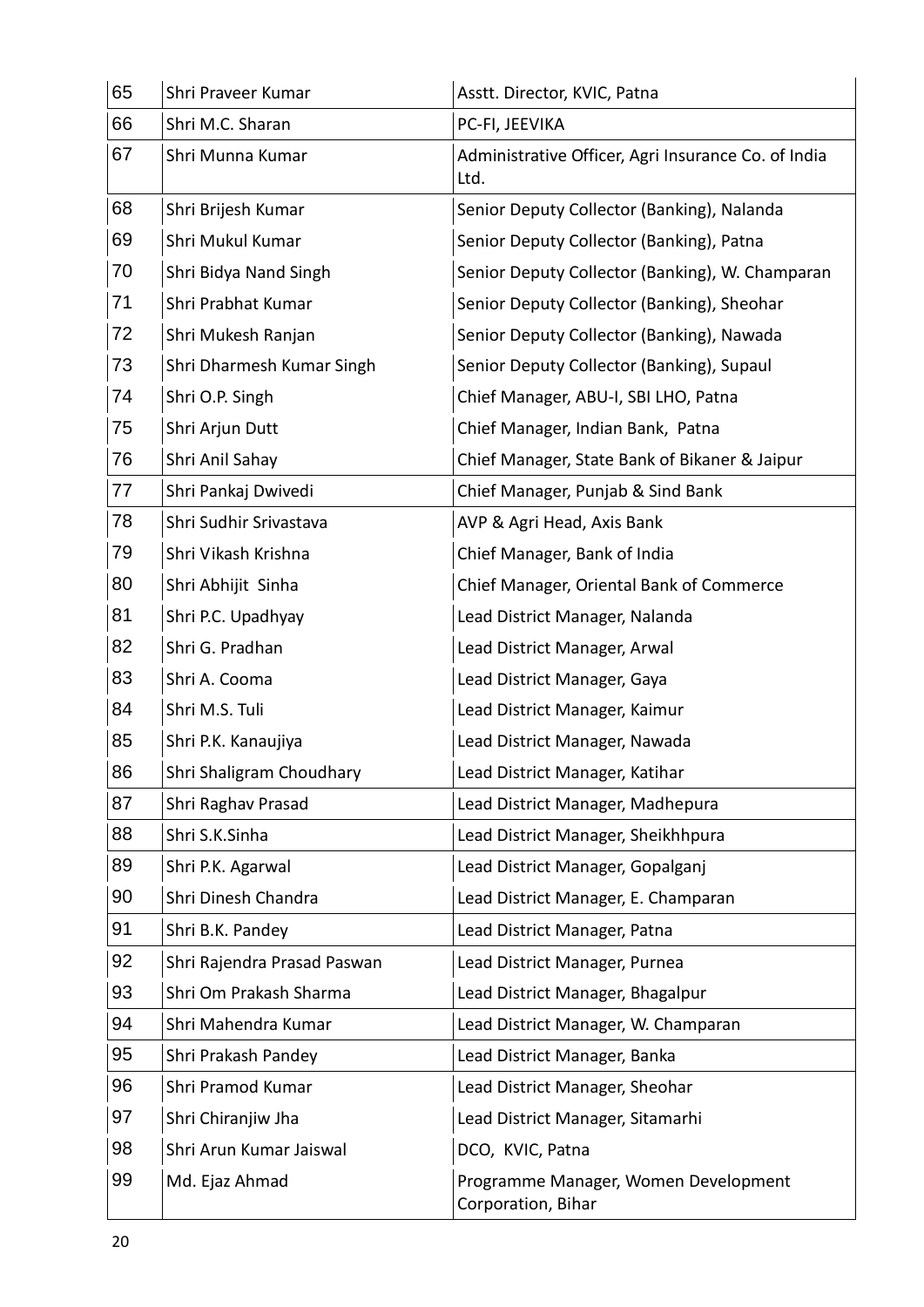| | | |
|---|---|---|
| 65 | Shri Praveer Kumar | Asstt. Director, KVIC, Patna |
| 66 | Shri M.C. Sharan | PC-FI, JEEVIKA |
| 67 | Shri Munna Kumar | Administrative Officer, Agri Insurance Co. of India Ltd. |
| 68 | Shri Brijesh Kumar | Senior Deputy Collector (Banking), Nalanda |
| 69 | Shri Mukul Kumar | Senior Deputy Collector (Banking), Patna |
| 70 | Shri Bidya Nand Singh | Senior Deputy Collector (Banking), W. Champaran |
| 71 | Shri Prabhat Kumar | Senior Deputy Collector (Banking), Sheohar |
| 72 | Shri Mukesh Ranjan | Senior Deputy Collector (Banking), Nawada |
| 73 | Shri Dharmesh Kumar Singh | Senior Deputy Collector (Banking), Supaul |
| 74 | Shri O.P. Singh | Chief Manager, ABU-I, SBI LHO, Patna |
| 75 | Shri Arjun Dutt | Chief Manager, Indian Bank, Patna |
| 76 | Shri Anil Sahay | Chief Manager, State Bank of Bikaner & Jaipur |
| 77 | Shri Pankaj Dwivedi | Chief Manager, Punjab & Sind Bank |
| 78 | Shri Sudhir Srivastava | AVP & Agri Head, Axis Bank |
| 79 | Shri Vikash Krishna | Chief Manager, Bank of India |
| 80 | Shri Abhijit Sinha | Chief Manager, Oriental Bank of Commerce |
| 81 | Shri P.C. Upadhyay | Lead District Manager, Nalanda |
| 82 | Shri G. Pradhan | Lead District Manager, Arwal |
| 83 | Shri A. Cooma | Lead District Manager, Gaya |
| 84 | Shri M.S. Tuli | Lead District Manager, Kaimur |
| 85 | Shri P.K. Kanaujiya | Lead District Manager, Nawada |
| 86 | Shri Shaligram Choudhary | Lead District Manager, Katihar |
| 87 | Shri Raghav Prasad | Lead District Manager, Madhepura |
| 88 | Shri S.K.Sinha | Lead District Manager, Sheikhhpura |
| 89 | Shri P.K. Agarwal | Lead District Manager, Gopalganj |
| 90 | Shri Dinesh Chandra | Lead District Manager, E. Champaran |
| 91 | Shri B.K. Pandey | Lead District Manager, Patna |
| 92 | Shri Rajendra Prasad Paswan | Lead District Manager, Purnea |
| 93 | Shri Om Prakash Sharma | Lead District Manager, Bhagalpur |
| 94 | Shri Mahendra Kumar | Lead District Manager, W. Champaran |
| 95 | Shri Prakash Pandey | Lead District Manager, Banka |
| 96 | Shri Pramod Kumar | Lead District Manager, Sheohar |
| 97 | Shri Chiranjiw Jha | Lead District Manager, Sitamarhi |
| 98 | Shri Arun Kumar Jaiswal | DCO, KVIC, Patna |
| 99 | Md. Ejaz Ahmad | Programme Manager, Women Development Corporation, Bihar |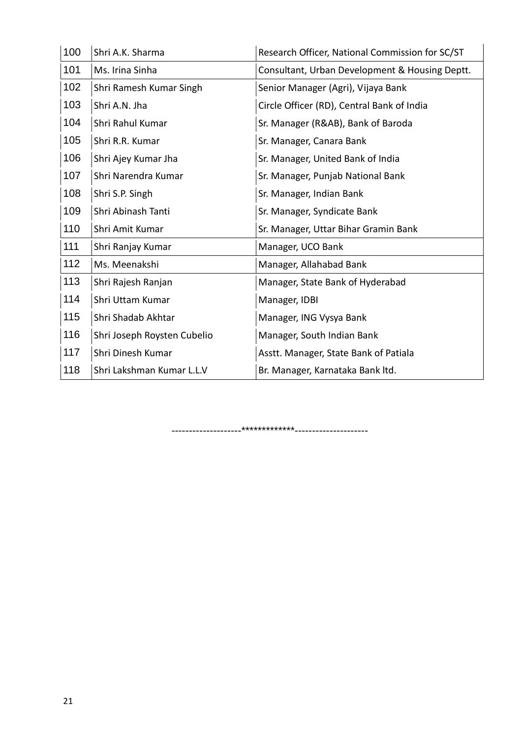| | | |
|---|---|---|
| 100 | Shri A.K. Sharma | Research Officer, National Commission for SC/ST |
| 101 | Ms. Irina Sinha | Consultant, Urban Development & Housing Deptt. |
| 102 | Shri Ramesh Kumar Singh | Senior Manager (Agri), Vijaya Bank |
| 103 | Shri A.N. Jha | Circle Officer (RD), Central Bank of India |
| 104 | Shri Rahul Kumar | Sr. Manager (R&AB), Bank of Baroda |
| 105 | Shri R.R. Kumar | Sr. Manager, Canara Bank |
| 106 | Shri Ajey Kumar Jha | Sr. Manager, United Bank of India |
| 107 | Shri Narendra Kumar | Sr. Manager, Punjab National Bank |
| 108 | Shri S.P. Singh | Sr. Manager, Indian Bank |
| 109 | Shri Abinash Tanti | Sr. Manager, Syndicate Bank |
| 110 | Shri Amit Kumar | Sr. Manager, Uttar Bihar Gramin Bank |
| 111 | Shri Ranjay Kumar | Manager, UCO Bank |
| 112 | Ms. Meenakshi | Manager, Allahabad Bank |
| 113 | Shri Rajesh Ranjan | Manager, State Bank of Hyderabad |
| 114 | Shri Uttam Kumar | Manager, IDBI |
| 115 | Shri Shadab Akhtar | Manager, ING Vysya Bank |
| 116 | Shri Joseph Roysten Cubelio | Manager, South Indian Bank |
| 117 | Shri Dinesh Kumar | Asstt. Manager, State Bank of Patiala |
| 118 | Shri Lakshman Kumar L.L.V | Br. Manager, Karnataka Bank ltd. |

-------------------*************---------------------